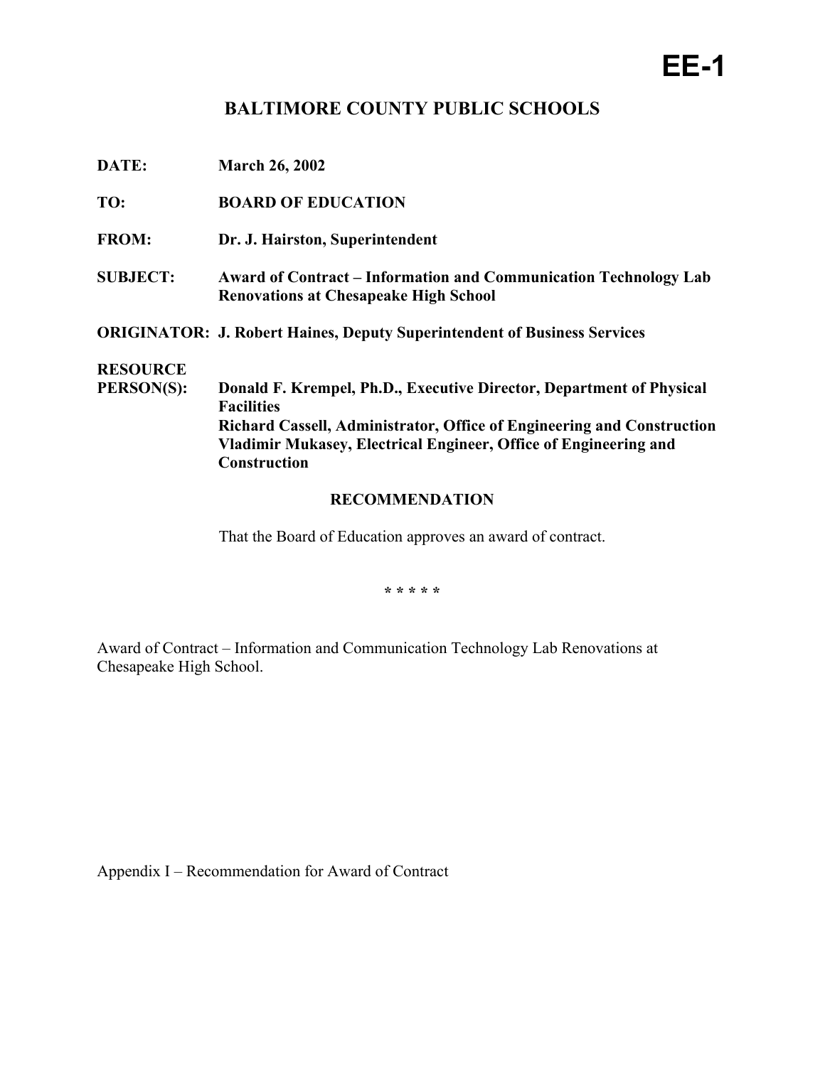# EE-1

## BALTIMORE COUNTY PUBLIC SCHOOLS

**DATE:** **March 26, 2002**

**TO:** **BOARD OF EDUCATION**

**FROM:** **Dr. J. Hairston, Superintendent**

**SUBJECT:** **Award of Contract – Information and Communication Technology Lab Renovations at Chesapeake High School**

**ORIGINATOR:** **J. Robert Haines, Deputy Superintendent of Business Services**

**RESOURCE PERSON(S):** **Donald F. Krempel, Ph.D., Executive Director, Department of Physical Facilities**
**Richard Cassell, Administrator, Office of Engineering and Construction**
**Vladimir Mukasey, Electrical Engineer, Office of Engineering and Construction**

### RECOMMENDATION

That the Board of Education approves an award of contract.

\* \* \* \* \*

Award of Contract – Information and Communication Technology Lab Renovations at Chesapeake High School.

Appendix I – Recommendation for Award of Contract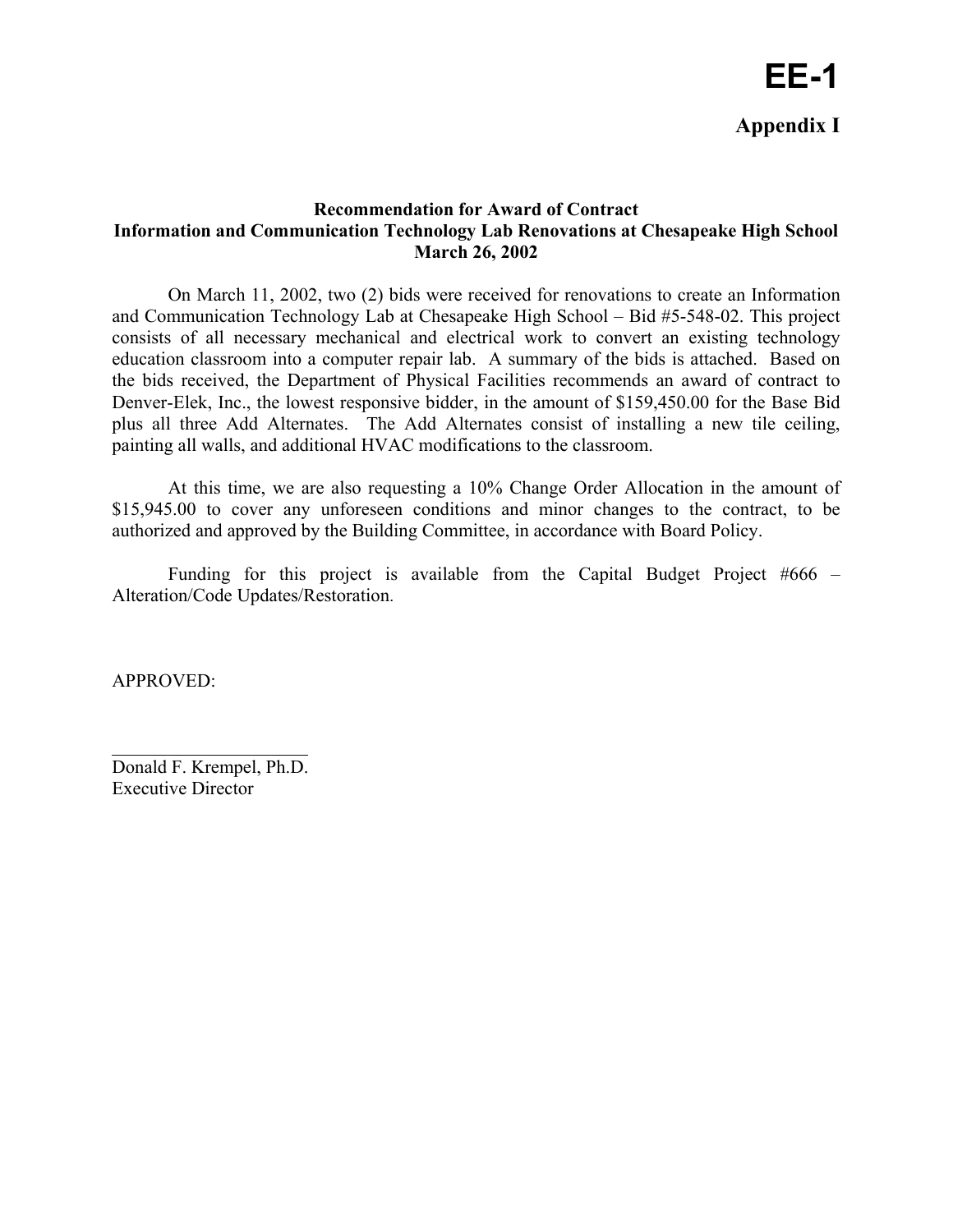# EE-1

## Appendix I

**Recommendation for Award of Contract**
**Information and Communication Technology Lab Renovations at Chesapeake High School**
**March 26, 2002**

On March 11, 2002, two (2) bids were received for renovations to create an Information and Communication Technology Lab at Chesapeake High School – Bid #5-548-02. This project consists of all necessary mechanical and electrical work to convert an existing technology education classroom into a computer repair lab. A summary of the bids is attached. Based on the bids received, the Department of Physical Facilities recommends an award of contract to Denver-Elek, Inc., the lowest responsive bidder, in the amount of $159,450.00 for the Base Bid plus all three Add Alternates. The Add Alternates consist of installing a new tile ceiling, painting all walls, and additional HVAC modifications to the classroom.

At this time, we are also requesting a 10% Change Order Allocation in the amount of $15,945.00 to cover any unforeseen conditions and minor changes to the contract, to be authorized and approved by the Building Committee, in accordance with Board Policy.

Funding for this project is available from the Capital Budget Project #666 – Alteration/Code Updates/Restoration.

APPROVED:

\_\_\_\_\_\_\_\_\_\_\_\_\_\_\_\_\_\_\_\_\_\_

Donald F. Krempel, Ph.D.
Executive Director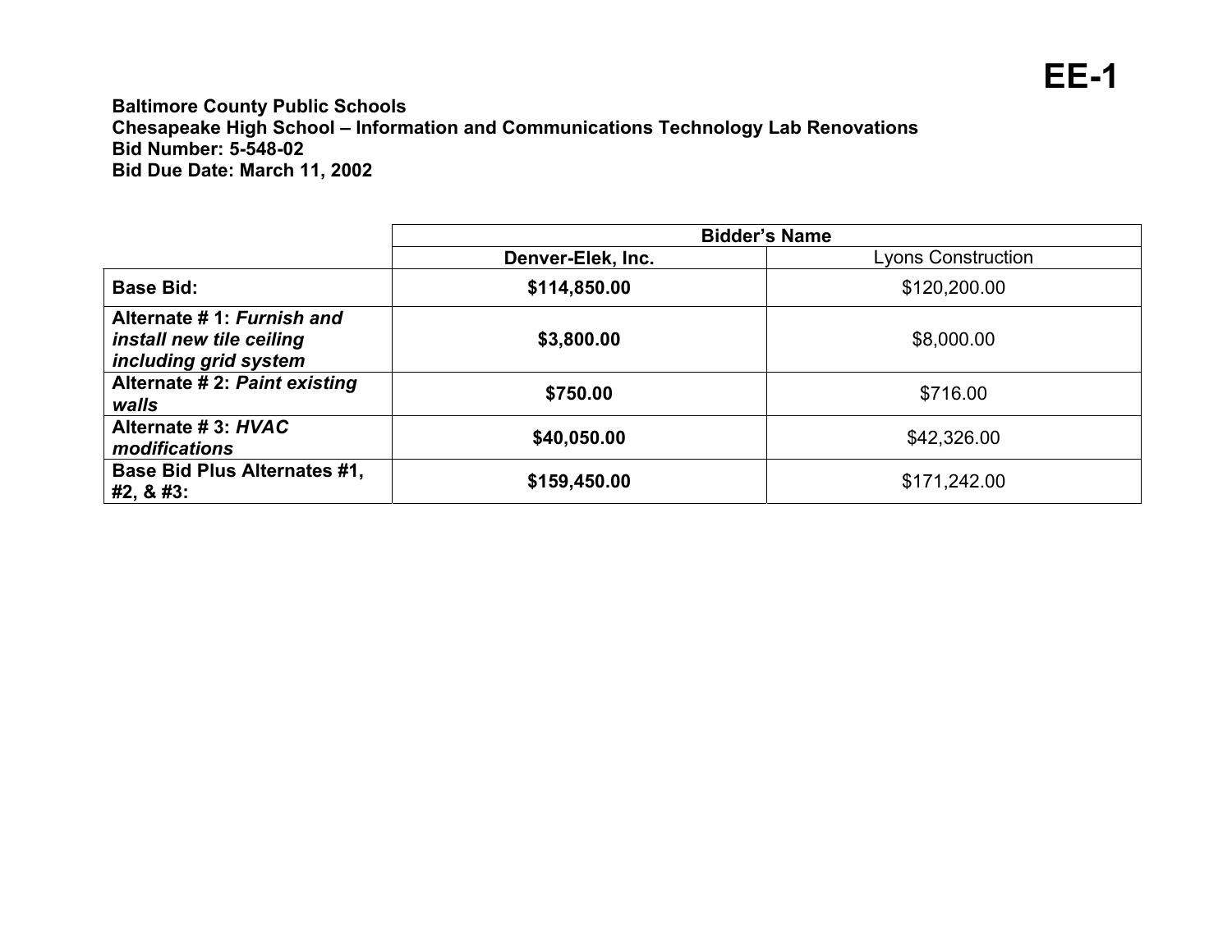# EE-1

**Baltimore County Public Schools**
**Chesapeake High School – Information and Communications Technology Lab Renovations**
**Bid Number: 5-548-02**
**Bid Due Date: March 11, 2002**

| | **Bidder's Name** | |
|---|---|---|
| | **Denver-Elek, Inc.** | Lyons Construction |
| **Base Bid:** | **$114,850.00** | $120,200.00 |
| **Alternate # 1:** ***Furnish and install new tile ceiling including grid system*** | **$3,800.00** | $8,000.00 |
| **Alternate # 2:** ***Paint existing walls*** | **$750.00** | $716.00 |
| **Alternate # 3:** ***HVAC modifications*** | **$40,050.00** | $42,326.00 |
| **Base Bid Plus Alternates #1, #2, & #3:** | **$159,450.00** | $171,242.00 |